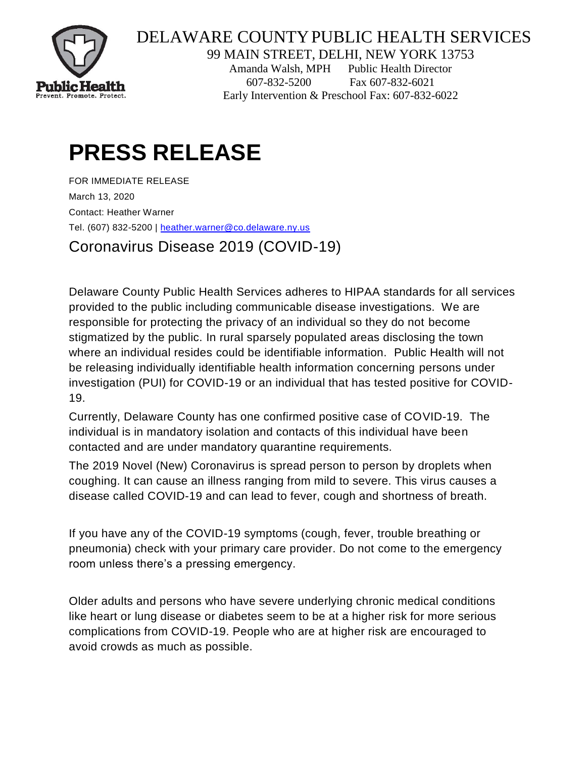DELAWARE COUNTY PUBLIC HEALTH SERVICES

99 MAIN STREET, DELHI, NEW YORK 13753

Amanda Walsh, MPH  Public Health Director

607-832-5200  Fax 607-832-6021

Early Intervention & Preschool Fax: 607-832-6022

# PRESS RELEASE

FOR IMMEDIATE RELEASE

March 13, 2020

Contact: Heather Warner

Tel. (607) 832-5200 | heather.warner@co.delaware.ny.us

## Coronavirus Disease 2019 (COVID-19)

Delaware County Public Health Services adheres to HIPAA standards for all services provided to the public including communicable disease investigations. We are responsible for protecting the privacy of an individual so they do not become stigmatized by the public. In rural sparsely populated areas disclosing the town where an individual resides could be identifiable information. Public Health will not be releasing individually identifiable health information concerning persons under investigation (PUI) for COVID-19 or an individual that has tested positive for COVID-19.

Currently, Delaware County has one confirmed positive case of COVID-19. The individual is in mandatory isolation and contacts of this individual have been contacted and are under mandatory quarantine requirements.

The 2019 Novel (New) Coronavirus is spread person to person by droplets when coughing. It can cause an illness ranging from mild to severe. This virus causes a disease called COVID-19 and can lead to fever, cough and shortness of breath.

If you have any of the COVID-19 symptoms (cough, fever, trouble breathing or pneumonia) check with your primary care provider. Do not come to the emergency room unless there's a pressing emergency.

Older adults and persons who have severe underlying chronic medical conditions like heart or lung disease or diabetes seem to be at a higher risk for more serious complications from COVID-19. People who are at higher risk are encouraged to avoid crowds as much as possible.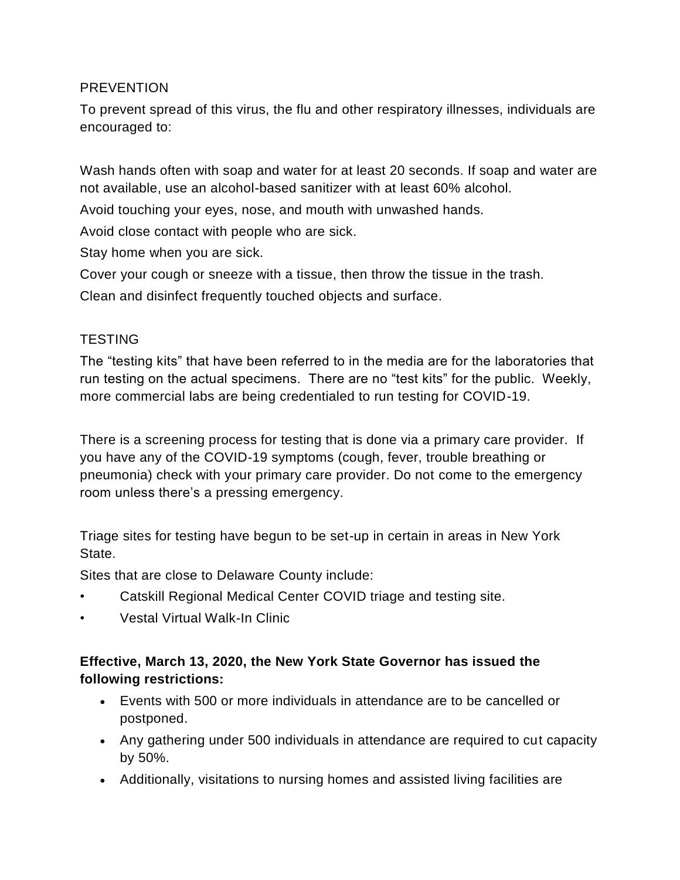## PREVENTION

To prevent spread of this virus, the flu and other respiratory illnesses, individuals are encouraged to:

Wash hands often with soap and water for at least 20 seconds. If soap and water are not available, use an alcohol-based sanitizer with at least 60% alcohol.

Avoid touching your eyes, nose, and mouth with unwashed hands.

Avoid close contact with people who are sick.

Stay home when you are sick.

Cover your cough or sneeze with a tissue, then throw the tissue in the trash.

Clean and disinfect frequently touched objects and surface.

## TESTING

The “testing kits” that have been referred to in the media are for the laboratories that run testing on the actual specimens. There are no “test kits” for the public. Weekly, more commercial labs are being credentialed to run testing for COVID-19.

There is a screening process for testing that is done via a primary care provider. If you have any of the COVID-19 symptoms (cough, fever, trouble breathing or pneumonia) check with your primary care provider. Do not come to the emergency room unless there’s a pressing emergency.

Triage sites for testing have begun to be set-up in certain in areas in New York State.

Sites that are close to Delaware County include:

- Catskill Regional Medical Center COVID triage and testing site.
- Vestal Virtual Walk-In Clinic

**Effective, March 13, 2020, the New York State Governor has issued the following restrictions:**

- Events with 500 or more individuals in attendance are to be cancelled or postponed.
- Any gathering under 500 individuals in attendance are required to cut capacity by 50%.
- Additionally, visitations to nursing homes and assisted living facilities are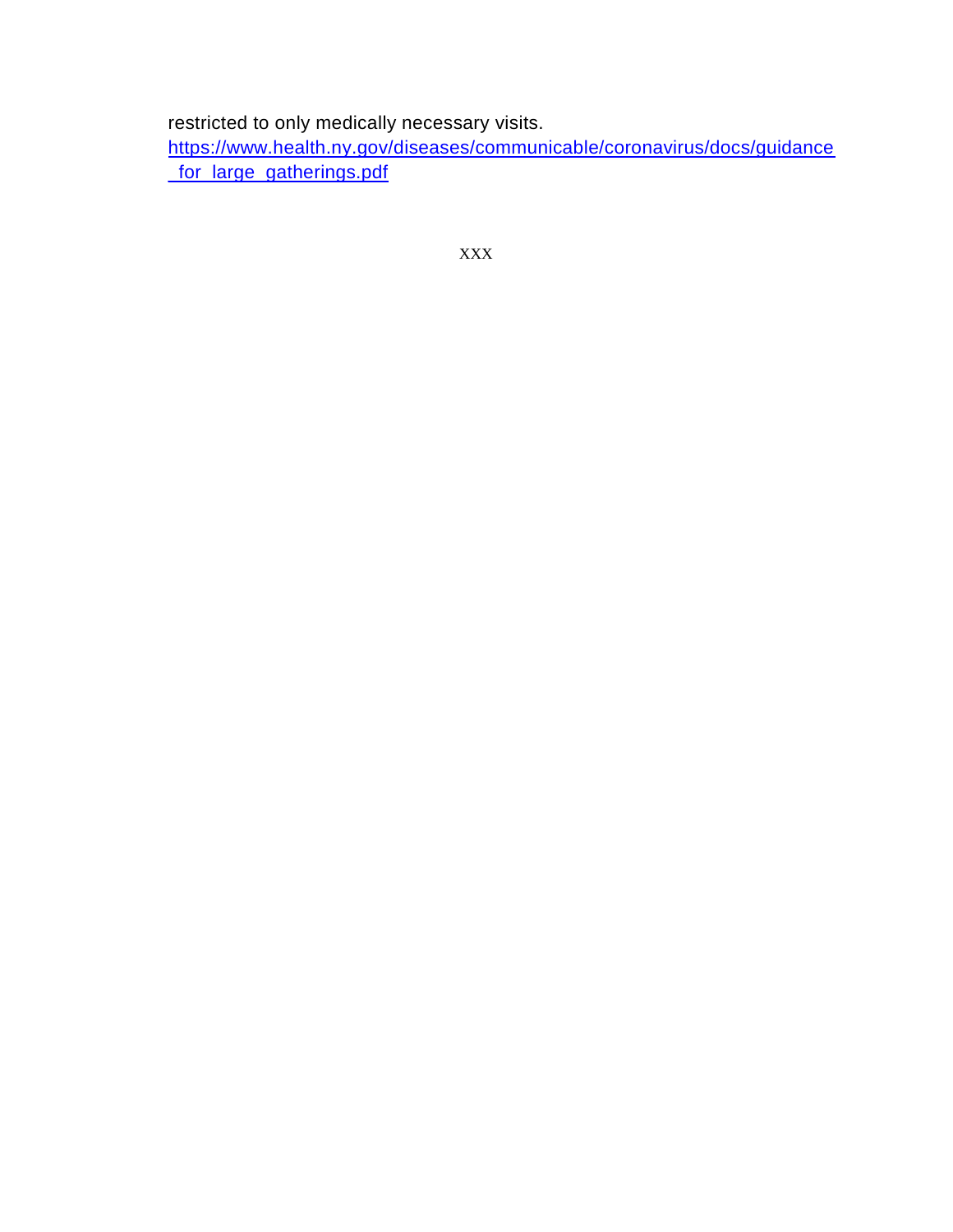restricted to only medically necessary visits.
[https://www.health.ny.gov/diseases/communicable/coronavirus/docs/guidance_for_large_gatherings.pdf](https://www.health.ny.gov/diseases/communicable/coronavirus/docs/guidance_for_large_gatherings.pdf)

xxx